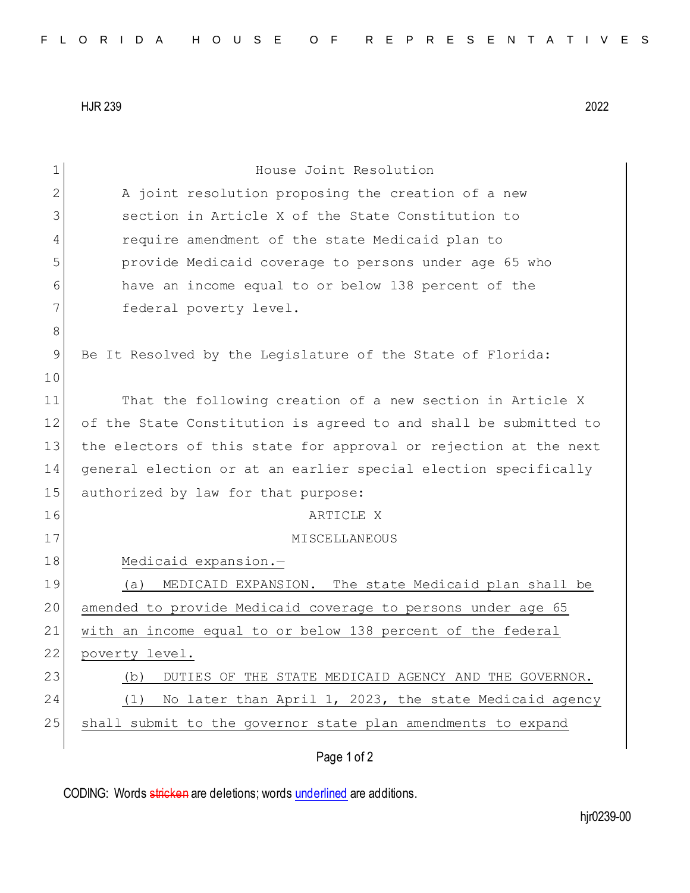HJR 239 2022

House Joint Resolution

A joint resolution proposing the creation of a new section in Article X of the State Constitution to require amendment of the state Medicaid plan to provide Medicaid coverage to persons under age 65 who have an income equal to or below 138 percent of the federal poverty level.

Be It Resolved by the Legislature of the State of Florida:

That the following creation of a new section in Article X of the State Constitution is agreed to and shall be submitted to the electors of this state for approval or rejection at the next general election or at an earlier special election specifically authorized by law for that purpose:

ARTICLE X

MISCELLANEOUS

Medicaid expansion.—

(a) MEDICAID EXPANSION. The state Medicaid plan shall be amended to provide Medicaid coverage to persons under age 65 with an income equal to or below 138 percent of the federal poverty level.

(b) DUTIES OF THE STATE MEDICAID AGENCY AND THE GOVERNOR.

(1) No later than April 1, 2023, the state Medicaid agency shall submit to the governor state plan amendments to expand

CODING: Words stricken are deletions; words underlined are additions.

hjr0239-00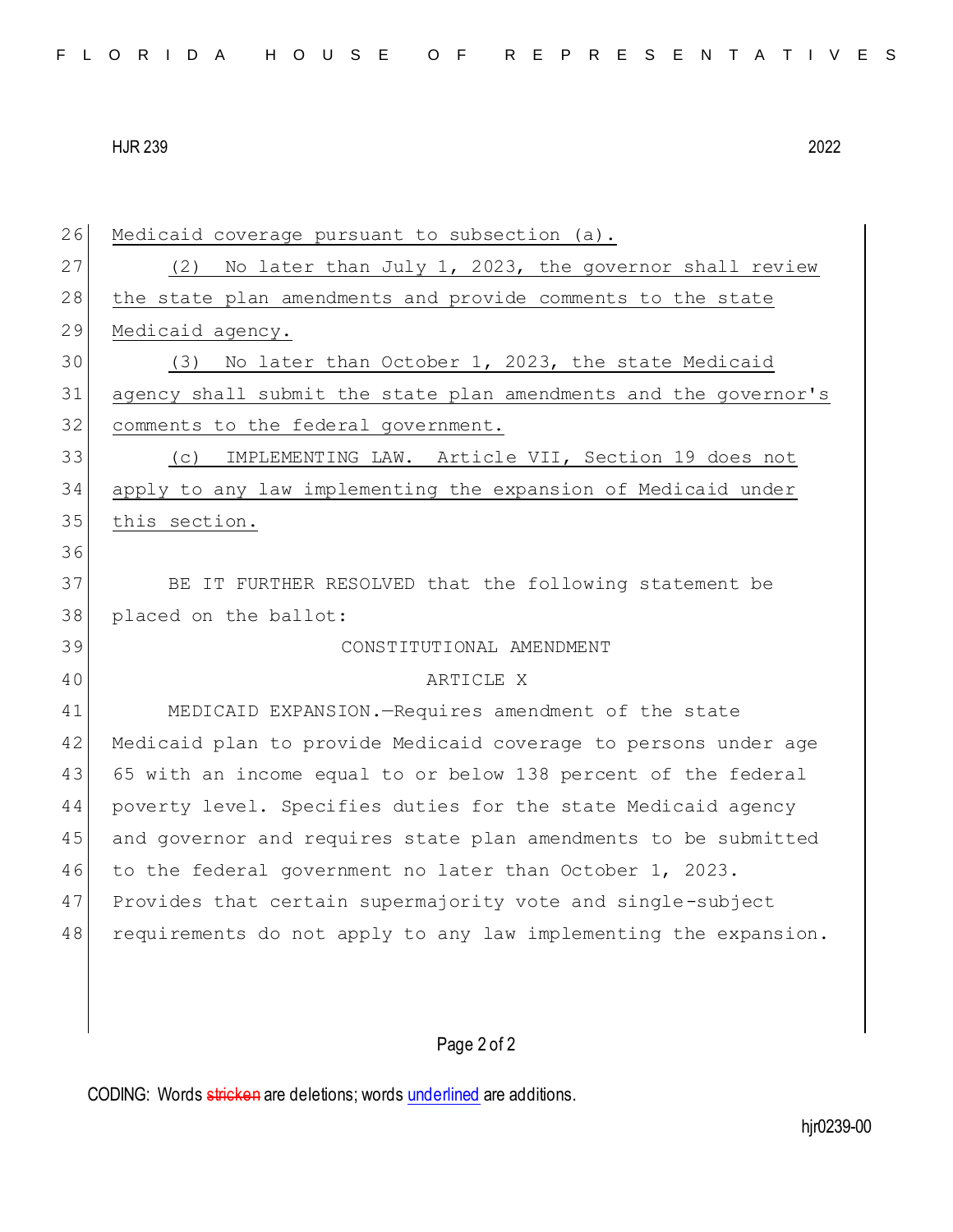Medicaid coverage pursuant to subsection (a).

(2) No later than July 1, 2023, the governor shall review the state plan amendments and provide comments to the state Medicaid agency.

(3) No later than October 1, 2023, the state Medicaid agency shall submit the state plan amendments and the governor's comments to the federal government.

(c) IMPLEMENTING LAW. Article VII, Section 19 does not apply to any law implementing the expansion of Medicaid under this section.

BE IT FURTHER RESOLVED that the following statement be placed on the ballot:

CONSTITUTIONAL AMENDMENT

ARTICLE X

MEDICAID EXPANSION.—Requires amendment of the state Medicaid plan to provide Medicaid coverage to persons under age 65 with an income equal to or below 138 percent of the federal poverty level. Specifies duties for the state Medicaid agency and governor and requires state plan amendments to be submitted to the federal government no later than October 1, 2023. Provides that certain supermajority vote and single-subject requirements do not apply to any law implementing the expansion.

CODING: Words stricken are deletions; words underlined are additions.